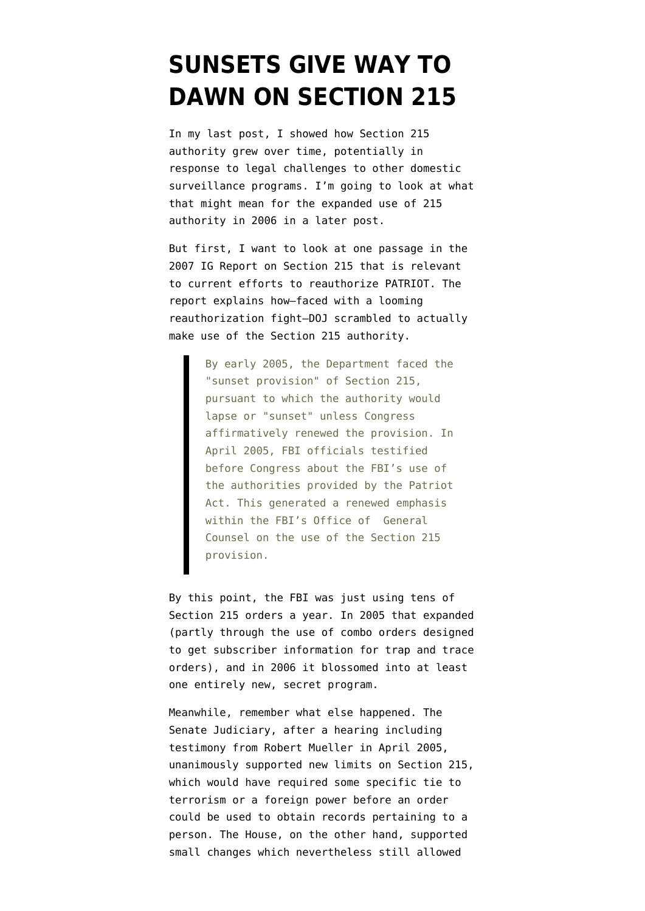# SUNSETS GIVE WAY TO DAWN ON SECTION 215

In my last post, I showed how Section 215 authority grew over time, potentially in response to legal challenges to other domestic surveillance programs. I'm going to look at what that might mean for the expanded use of 215 authority in 2006 in a later post.

But first, I want to look at one passage in the 2007 IG Report on Section 215 that is relevant to current efforts to reauthorize PATRIOT. The report explains how–faced with a looming reauthorization fight–DOJ scrambled to actually make use of the Section 215 authority.

> By early 2005, the Department faced the "sunset provision" of Section 215, pursuant to which the authority would lapse or "sunset" unless Congress affirmatively renewed the provision. In April 2005, FBI officials testified before Congress about the FBI's use of the authorities provided by the Patriot Act. This generated a renewed emphasis within the FBI's Office of General Counsel on the use of the Section 215 provision.

By this point, the FBI was just using tens of Section 215 orders a year. In 2005 that expanded (partly through the use of combo orders designed to get subscriber information for trap and trace orders), and in 2006 it blossomed into at least one entirely new, secret program.

Meanwhile, remember what else happened. The Senate Judiciary, after a hearing including testimony from Robert Mueller in April 2005, unanimously supported new limits on Section 215, which would have required some specific tie to terrorism or a foreign power before an order could be used to obtain records pertaining to a person. The House, on the other hand, supported small changes which nevertheless still allowed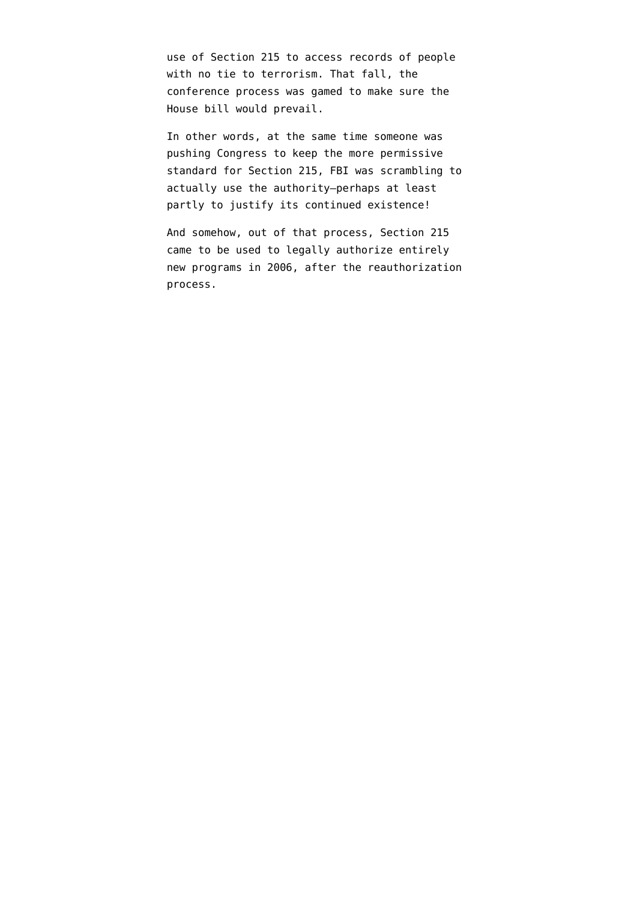use of Section 215 to access records of people with no tie to terrorism. That fall, the conference process was gamed to make sure the House bill would prevail.

In other words, at the same time someone was pushing Congress to keep the more permissive standard for Section 215, FBI was scrambling to actually use the authority—perhaps at least partly to justify its continued existence!

And somehow, out of that process, Section 215 came to be used to legally authorize entirely new programs in 2006, after the reauthorization process.